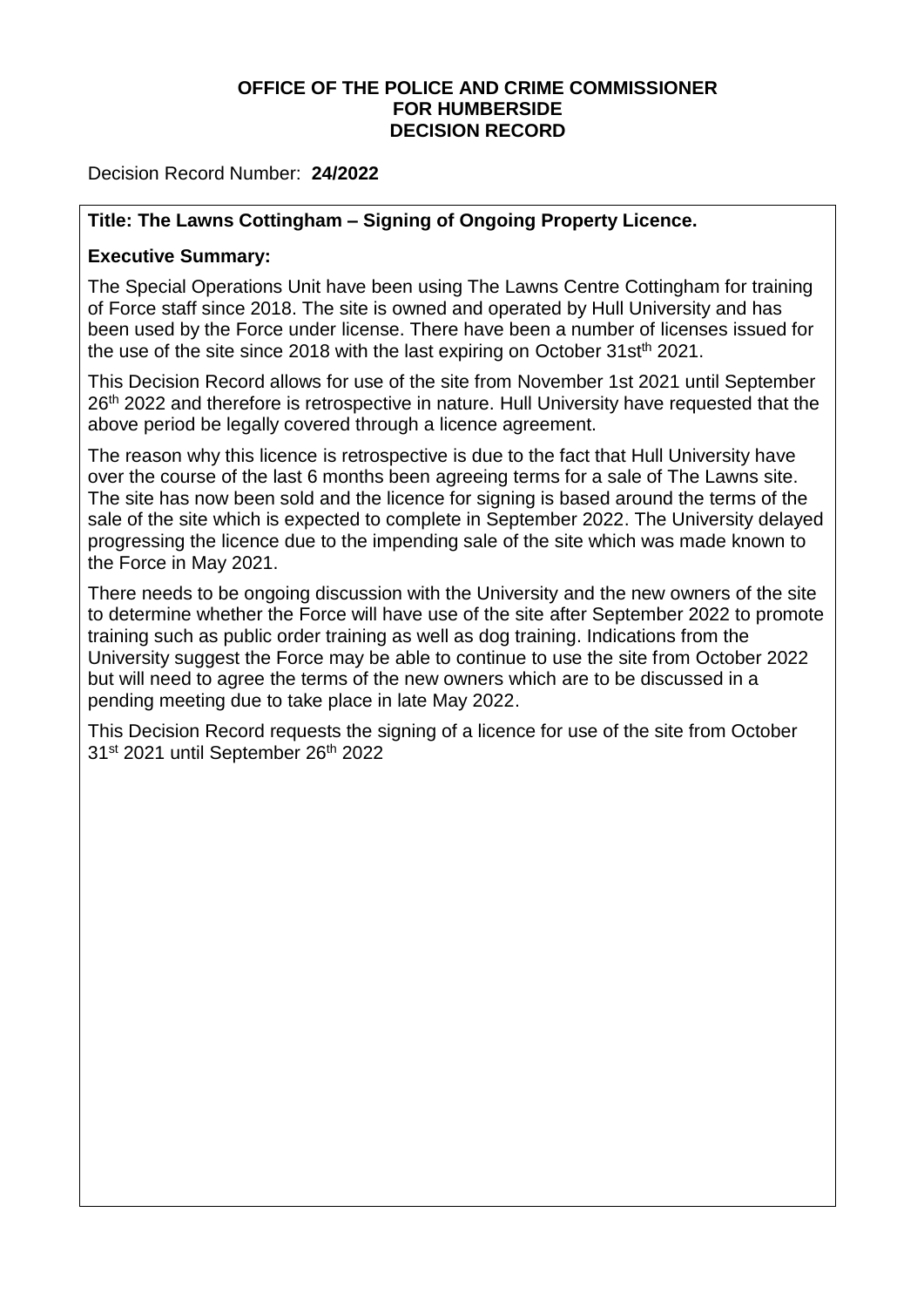**OFFICE OF THE POLICE AND CRIME COMMISSIONER FOR HUMBERSIDE DECISION RECORD**

Decision Record Number: **24/2022**

**Title: The Lawns Cottingham – Signing of Ongoing Property Licence.**

**Executive Summary:**

The Special Operations Unit have been using The Lawns Centre Cottingham for training of Force staff since 2018. The site is owned and operated by Hull University and has been used by the Force under license. There have been a number of licenses issued for the use of the site since 2018 with the last expiring on October 31st[th] 2021.

This Decision Record allows for use of the site from November 1st 2021 until September 26[th] 2022 and therefore is retrospective in nature. Hull University have requested that the above period be legally covered through a licence agreement.

The reason why this licence is retrospective is due to the fact that Hull University have over the course of the last 6 months been agreeing terms for a sale of The Lawns site. The site has now been sold and the licence for signing is based around the terms of the sale of the site which is expected to complete in September 2022. The University delayed progressing the licence due to the impending sale of the site which was made known to the Force in May 2021.

There needs to be ongoing discussion with the University and the new owners of the site to determine whether the Force will have use of the site after September 2022 to promote training such as public order training as well as dog training. Indications from the University suggest the Force may be able to continue to use the site from October 2022 but will need to agree the terms of the new owners which are to be discussed in a pending meeting due to take place in late May 2022.

This Decision Record requests the signing of a licence for use of the site from October 31[st] 2021 until September 26[th] 2022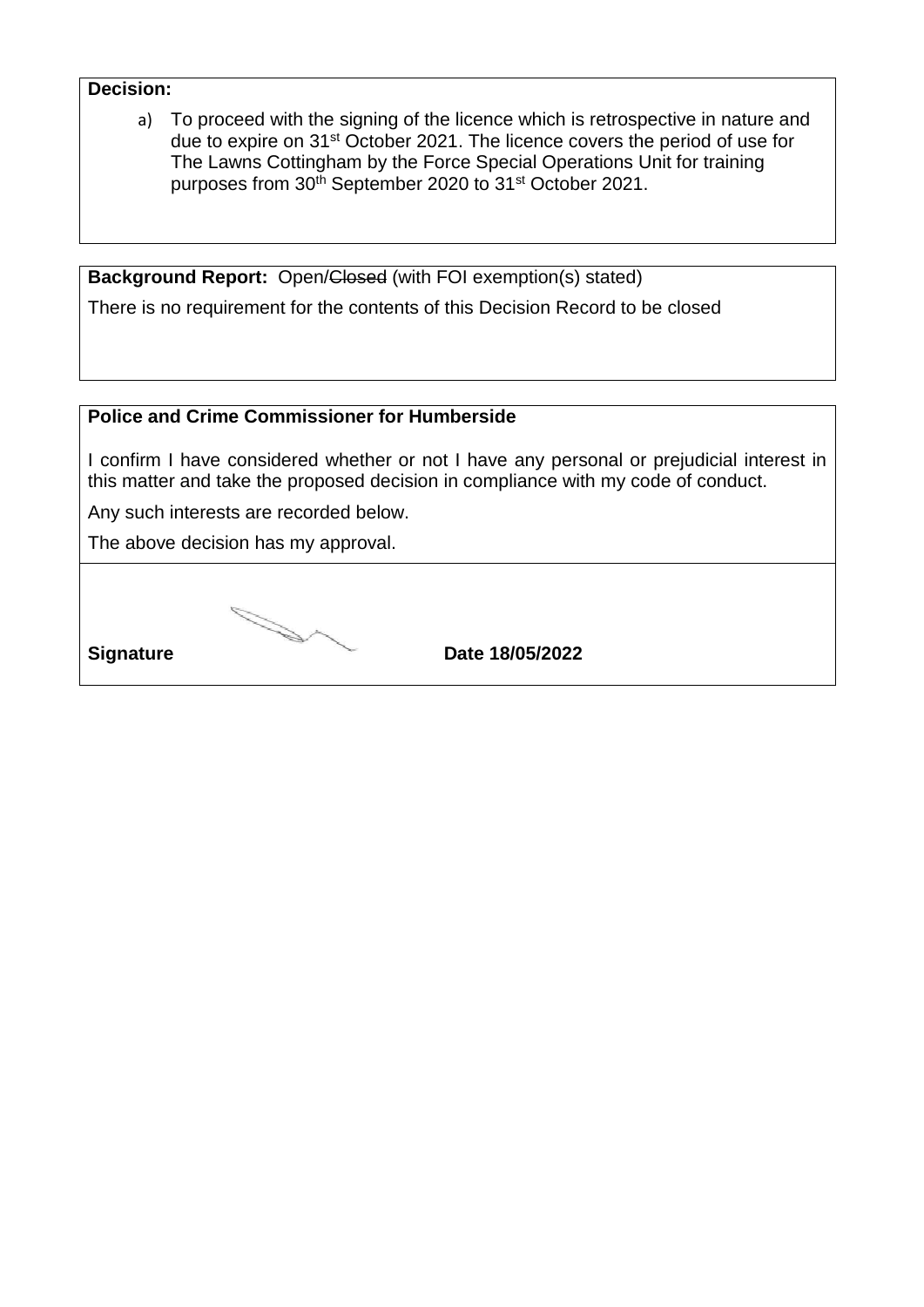**Decision:**

a) To proceed with the signing of the licence which is retrospective in nature and due to expire on 31st October 2021. The licence covers the period of use for The Lawns Cottingham by the Force Special Operations Unit for training purposes from 30th September 2020 to 31st October 2021.

**Background Report:** Open/~~Closed~~ (with FOI exemption(s) stated)

There is no requirement for the contents of this Decision Record to be closed

**Police and Crime Commissioner for Humberside**

I confirm I have considered whether or not I have any personal or prejudicial interest in this matter and take the proposed decision in compliance with my code of conduct.

Any such interests are recorded below.

The above decision has my approval.

**Signature** **Date 18/05/2022**